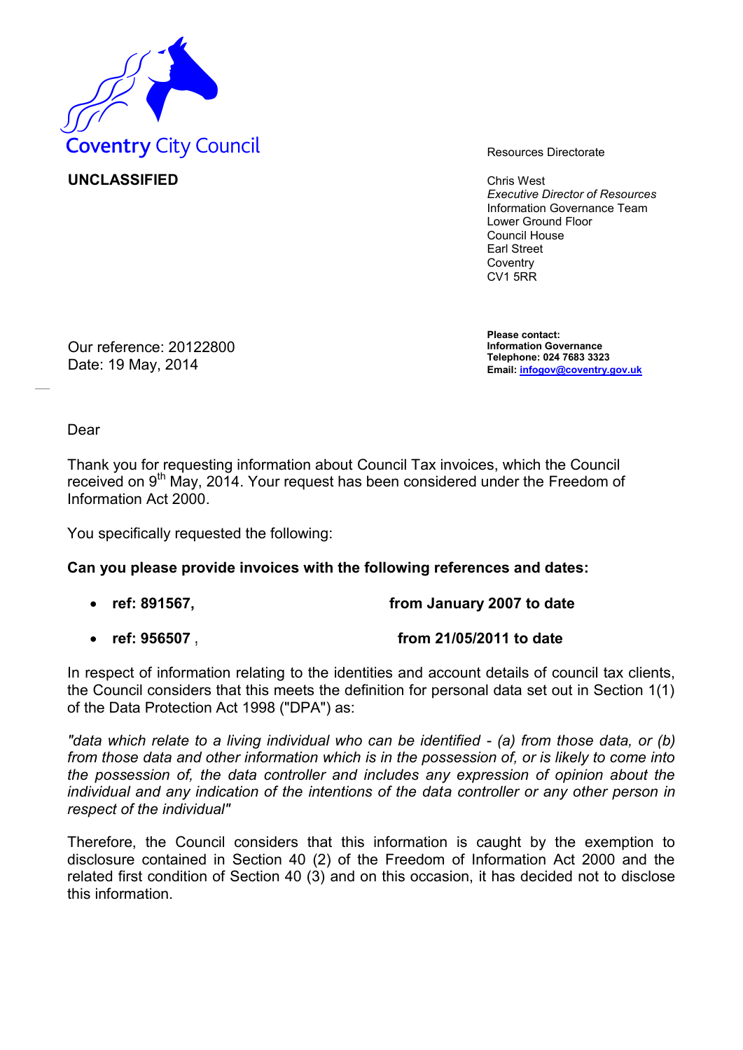Coventry City Council

**UNCLASSIFIED**

Resources Directorate

Chris West
*Executive Director of Resources*
Information Governance Team
Lower Ground Floor
Council House
Earl Street
Coventry
CV1 5RR

Our reference: 20122800
Date: 19 May, 2014

**Please contact:**
**Information Governance**
**Telephone: 024 7683 3323**
**Email: infogov@coventry.gov.uk**

Dear

Thank you for requesting information about Council Tax invoices, which the Council received on 9th May, 2014. Your request has been considered under the Freedom of Information Act 2000.

You specifically requested the following:

**Can you please provide invoices with the following references and dates:**

- **ref: 891567,** **from January 2007 to date**
- **ref: 956507** , **from 21/05/2011 to date**

In respect of information relating to the identities and account details of council tax clients, the Council considers that this meets the definition for personal data set out in Section 1(1) of the Data Protection Act 1998 ("DPA") as:

*"data which relate to a living individual who can be identified - (a) from those data, or (b) from those data and other information which is in the possession of, or is likely to come into the possession of, the data controller and includes any expression of opinion about the individual and any indication of the intentions of the data controller or any other person in respect of the individual"*

Therefore, the Council considers that this information is caught by the exemption to disclosure contained in Section 40 (2) of the Freedom of Information Act 2000 and the related first condition of Section 40 (3) and on this occasion, it has decided not to disclose this information.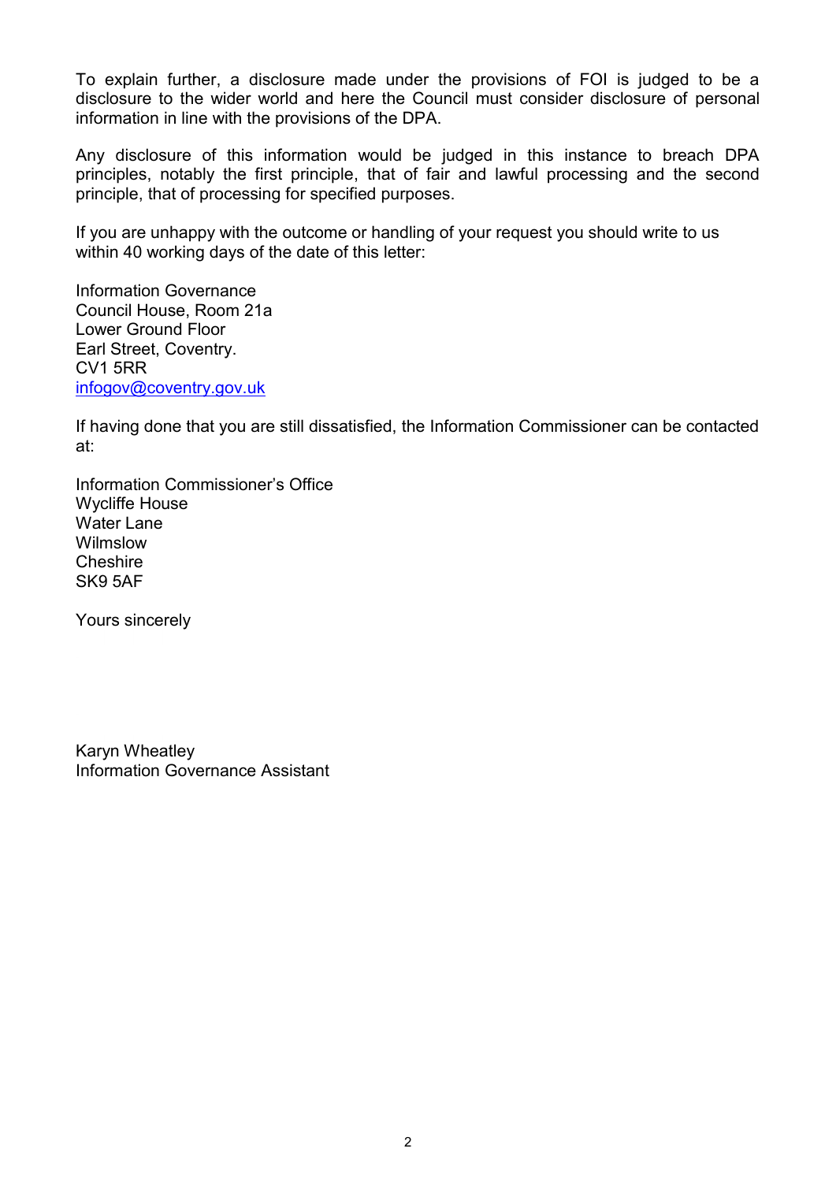To explain further, a disclosure made under the provisions of FOI is judged to be a disclosure to the wider world and here the Council must consider disclosure of personal information in line with the provisions of the DPA.

Any disclosure of this information would be judged in this instance to breach DPA principles, notably the first principle, that of fair and lawful processing and the second principle, that of processing for specified purposes.

If you are unhappy with the outcome or handling of your request you should write to us within 40 working days of the date of this letter:

Information Governance  
Council House, Room 21a  
Lower Ground Floor  
Earl Street, Coventry.  
CV1 5RR  
infogov@coventry.gov.uk

If having done that you are still dissatisfied, the Information Commissioner can be contacted at:

Information Commissioner's Office  
Wycliffe House  
Water Lane  
Wilmslow  
Cheshire  
SK9 5AF

Yours sincerely

Karyn Wheatley  
Information Governance Assistant